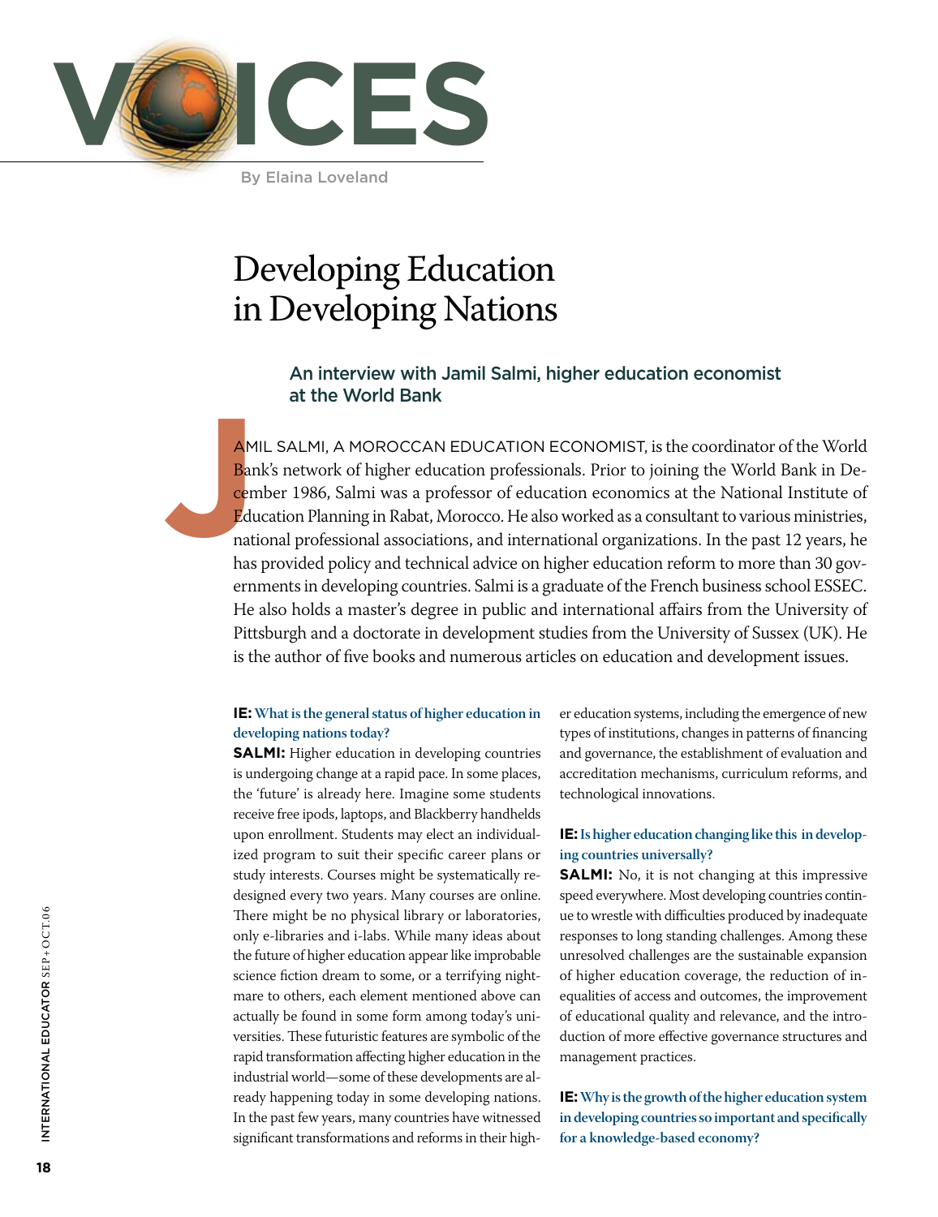# VOICES

By Elaina Loveland

# Developing Education in Developing Nations

### An interview with Jamil Salmi, higher education economist at the World Bank

JAMIL SALMI, A MOROCCAN EDUCATION ECONOMIST, is the coordinator of the World Bank's network of higher education professionals. Prior to joining the World Bank in December 1986, Salmi was a professor of education economics at the National Institute of Education Planning in Rabat, Morocco. He also worked as a consultant to various ministries, national professional associations, and international organizations. In the past 12 years, he has provided policy and technical advice on higher education reform to more than 30 governments in developing countries. Salmi is a graduate of the French business school ESSEC. He also holds a master's degree in public and international affairs from the University of Pittsburgh and a doctorate in development studies from the University of Sussex (UK). He is the author of five books and numerous articles on education and development issues.

**IE: What is the general status of higher education in developing nations today?**

**SALMI:** Higher education in developing countries is undergoing change at a rapid pace. In some places, the 'future' is already here. Imagine some students receive free ipods, laptops, and Blackberry handhelds upon enrollment. Students may elect an individualized program to suit their specific career plans or study interests. Courses might be systematically redesigned every two years. Many courses are online. There might be no physical library or laboratories, only e-libraries and i-labs. While many ideas about the future of higher education appear like improbable science fiction dream to some, or a terrifying nightmare to others, each element mentioned above can actually be found in some form among today's universities. These futuristic features are symbolic of the rapid transformation affecting higher education in the industrial world—some of these developments are already happening today in some developing nations. In the past few years, many countries have witnessed significant transformations and reforms in their higher education systems, including the emergence of new types of institutions, changes in patterns of financing and governance, the establishment of evaluation and accreditation mechanisms, curriculum reforms, and technological innovations.

**IE: Is higher education changing like this in developing countries universally?**

**SALMI:** No, it is not changing at this impressive speed everywhere. Most developing countries continue to wrestle with difficulties produced by inadequate responses to long standing challenges. Among these unresolved challenges are the sustainable expansion of higher education coverage, the reduction of inequalities of access and outcomes, the improvement of educational quality and relevance, and the introduction of more effective governance structures and management practices.

**IE: Why is the growth of the higher education system in developing countries so important and specifically for a knowledge-based economy?**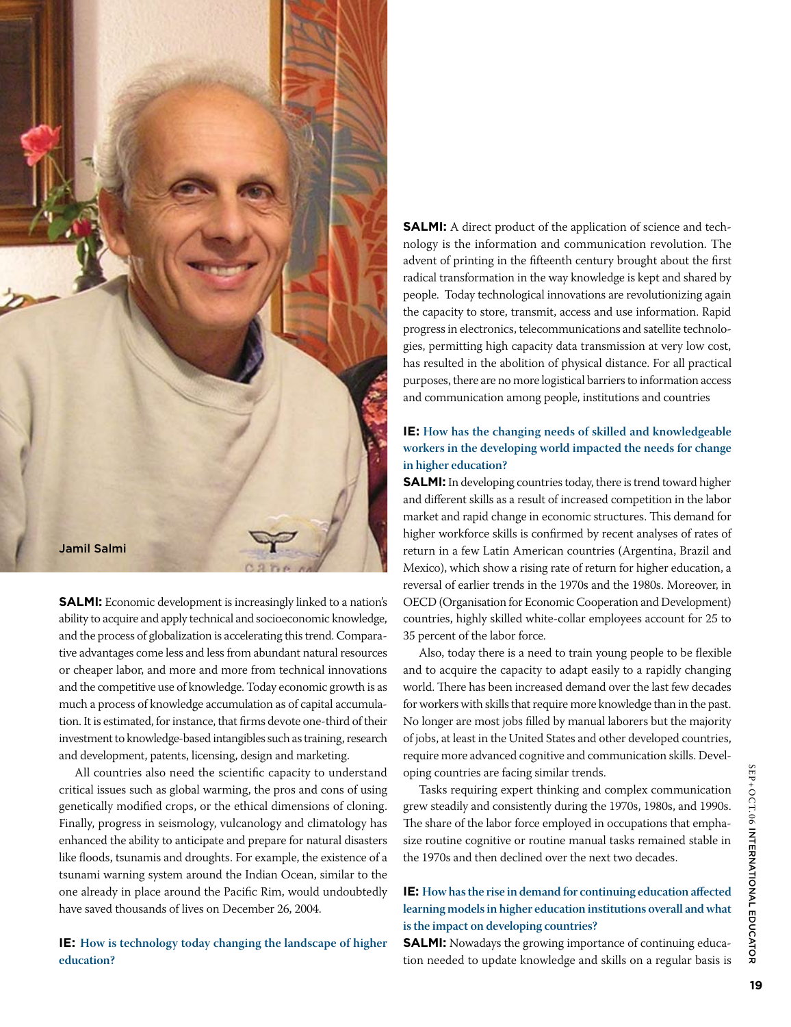Jamil Salmi

**SALMI:** Economic development is increasingly linked to a nation's ability to acquire and apply technical and socioeconomic knowledge, and the process of globalization is accelerating this trend. Comparative advantages come less and less from abundant natural resources or cheaper labor, and more and more from technical innovations and the competitive use of knowledge. Today economic growth is as much a process of knowledge accumulation as of capital accumulation. It is estimated, for instance, that firms devote one-third of their investment to knowledge-based intangibles such as training, research and development, patents, licensing, design and marketing.

All countries also need the scientific capacity to understand critical issues such as global warming, the pros and cons of using genetically modified crops, or the ethical dimensions of cloning. Finally, progress in seismology, vulcanology and climatology has enhanced the ability to anticipate and prepare for natural disasters like floods, tsunamis and droughts. For example, the existence of a tsunami warning system around the Indian Ocean, similar to the one already in place around the Pacific Rim, would undoubtedly have saved thousands of lives on December 26, 2004.

**IE: How is technology today changing the landscape of higher education?**

**SALMI:** A direct product of the application of science and technology is the information and communication revolution. The advent of printing in the fifteenth century brought about the first radical transformation in the way knowledge is kept and shared by people. Today technological innovations are revolutionizing again the capacity to store, transmit, access and use information. Rapid progress in electronics, telecommunications and satellite technologies, permitting high capacity data transmission at very low cost, has resulted in the abolition of physical distance. For all practical purposes, there are no more logistical barriers to information access and communication among people, institutions and countries

**IE: How has the changing needs of skilled and knowledgeable workers in the developing world impacted the needs for change in higher education?**

**SALMI:** In developing countries today, there is trend toward higher and different skills as a result of increased competition in the labor market and rapid change in economic structures. This demand for higher workforce skills is confirmed by recent analyses of rates of return in a few Latin American countries (Argentina, Brazil and Mexico), which show a rising rate of return for higher education, a reversal of earlier trends in the 1970s and the 1980s. Moreover, in OECD (Organisation for Economic Cooperation and Development) countries, highly skilled white-collar employees account for 25 to 35 percent of the labor force.

Also, today there is a need to train young people to be flexible and to acquire the capacity to adapt easily to a rapidly changing world. There has been increased demand over the last few decades for workers with skills that require more knowledge than in the past. No longer are most jobs filled by manual laborers but the majority of jobs, at least in the United States and other developed countries, require more advanced cognitive and communication skills. Developing countries are facing similar trends.

Tasks requiring expert thinking and complex communication grew steadily and consistently during the 1970s, 1980s, and 1990s. The share of the labor force employed in occupations that emphasize routine cognitive or routine manual tasks remained stable in the 1970s and then declined over the next two decades.

**IE: How has the rise in demand for continuing education affected learning models in higher education institutions overall and what is the impact on developing countries?**

**SALMI:** Nowadays the growing importance of continuing education needed to update knowledge and skills on a regular basis is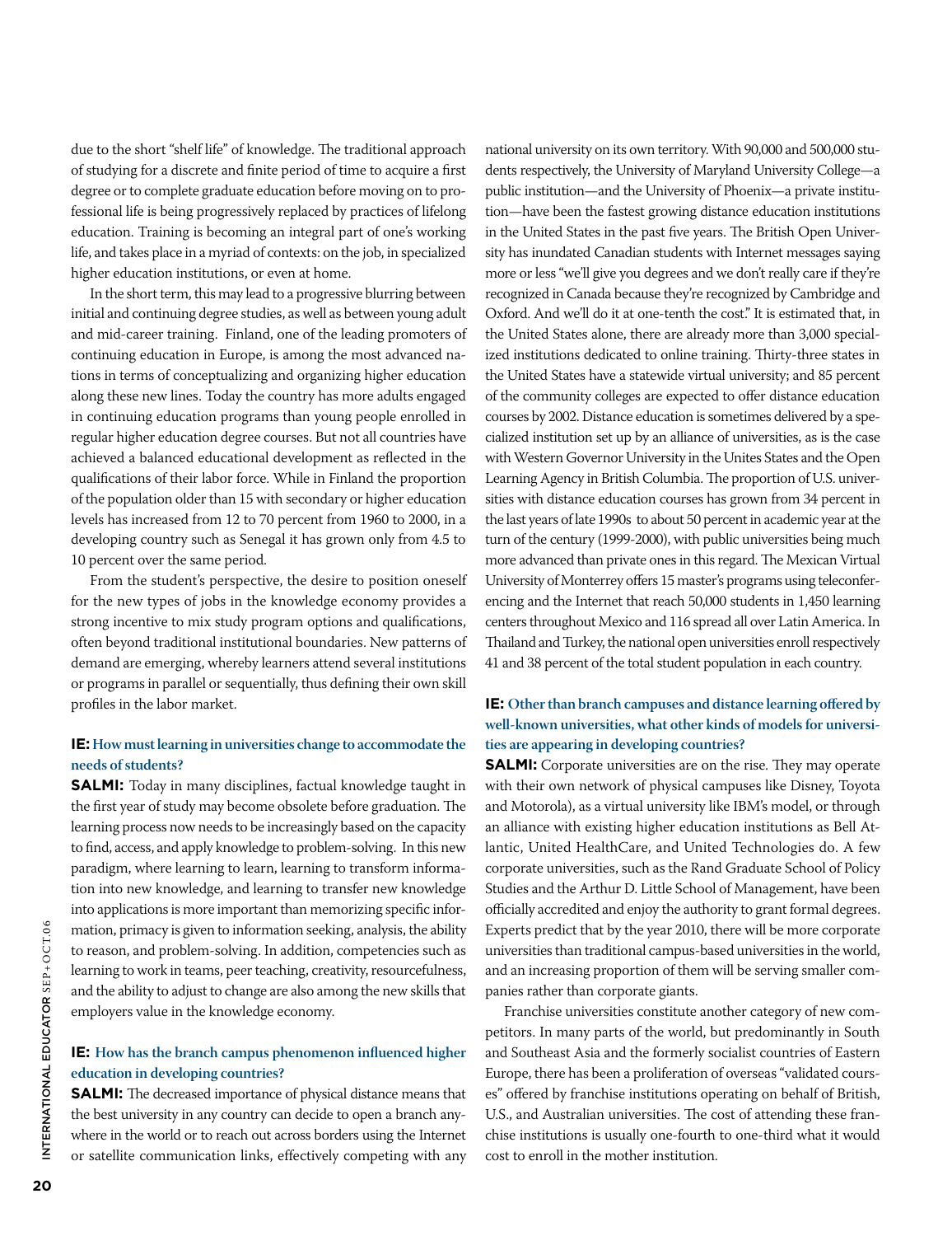due to the short "shelf life" of knowledge. The traditional approach of studying for a discrete and finite period of time to acquire a first degree or to complete graduate education before moving on to professional life is being progressively replaced by practices of lifelong education. Training is becoming an integral part of one's working life, and takes place in a myriad of contexts: on the job, in specialized higher education institutions, or even at home.

In the short term, this may lead to a progressive blurring between initial and continuing degree studies, as well as between young adult and mid-career training. Finland, one of the leading promoters of continuing education in Europe, is among the most advanced nations in terms of conceptualizing and organizing higher education along these new lines. Today the country has more adults engaged in continuing education programs than young people enrolled in regular higher education degree courses. But not all countries have achieved a balanced educational development as reflected in the qualifications of their labor force. While in Finland the proportion of the population older than 15 with secondary or higher education levels has increased from 12 to 70 percent from 1960 to 2000, in a developing country such as Senegal it has grown only from 4.5 to 10 percent over the same period.

From the student's perspective, the desire to position oneself for the new types of jobs in the knowledge economy provides a strong incentive to mix study program options and qualifications, often beyond traditional institutional boundaries. New patterns of demand are emerging, whereby learners attend several institutions or programs in parallel or sequentially, thus defining their own skill profiles in the labor market.

**IE: How must learning in universities change to accommodate the needs of students?**

**SALMI:** Today in many disciplines, factual knowledge taught in the first year of study may become obsolete before graduation. The learning process now needs to be increasingly based on the capacity to find, access, and apply knowledge to problem-solving. In this new paradigm, where learning to learn, learning to transform information into new knowledge, and learning to transfer new knowledge into applications is more important than memorizing specific information, primacy is given to information seeking, analysis, the ability to reason, and problem-solving. In addition, competencies such as learning to work in teams, peer teaching, creativity, resourcefulness, and the ability to adjust to change are also among the new skills that employers value in the knowledge economy.

**IE: How has the branch campus phenomenon influenced higher education in developing countries?**

**SALMI:** The decreased importance of physical distance means that the best university in any country can decide to open a branch anywhere in the world or to reach out across borders using the Internet or satellite communication links, effectively competing with any national university on its own territory. With 90,000 and 500,000 students respectively, the University of Maryland University College—a public institution—and the University of Phoenix—a private institution—have been the fastest growing distance education institutions in the United States in the past five years. The British Open University has inundated Canadian students with Internet messages saying more or less "we'll give you degrees and we don't really care if they're recognized in Canada because they're recognized by Cambridge and Oxford. And we'll do it at one-tenth the cost." It is estimated that, in the United States alone, there are already more than 3,000 specialized institutions dedicated to online training. Thirty-three states in the United States have a statewide virtual university; and 85 percent of the community colleges are expected to offer distance education courses by 2002. Distance education is sometimes delivered by a specialized institution set up by an alliance of universities, as is the case with Western Governor University in the Unites States and the Open Learning Agency in British Columbia. The proportion of U.S. universities with distance education courses has grown from 34 percent in the last years of late 1990s to about 50 percent in academic year at the turn of the century (1999-2000), with public universities being much more advanced than private ones in this regard. The Mexican Virtual University of Monterrey offers 15 master's programs using teleconferencing and the Internet that reach 50,000 students in 1,450 learning centers throughout Mexico and 116 spread all over Latin America. In Thailand and Turkey, the national open universities enroll respectively 41 and 38 percent of the total student population in each country.

**IE: Other than branch campuses and distance learning offered by well-known universities, what other kinds of models for universities are appearing in developing countries?**

**SALMI:** Corporate universities are on the rise. They may operate with their own network of physical campuses like Disney, Toyota and Motorola), as a virtual university like IBM's model, or through an alliance with existing higher education institutions as Bell Atlantic, United HealthCare, and United Technologies do. A few corporate universities, such as the Rand Graduate School of Policy Studies and the Arthur D. Little School of Management, have been officially accredited and enjoy the authority to grant formal degrees. Experts predict that by the year 2010, there will be more corporate universities than traditional campus-based universities in the world, and an increasing proportion of them will be serving smaller companies rather than corporate giants.

Franchise universities constitute another category of new competitors. In many parts of the world, but predominantly in South and Southeast Asia and the formerly socialist countries of Eastern Europe, there has been a proliferation of overseas "validated courses" offered by franchise institutions operating on behalf of British, U.S., and Australian universities. The cost of attending these franchise institutions is usually one-fourth to one-third what it would cost to enroll in the mother institution.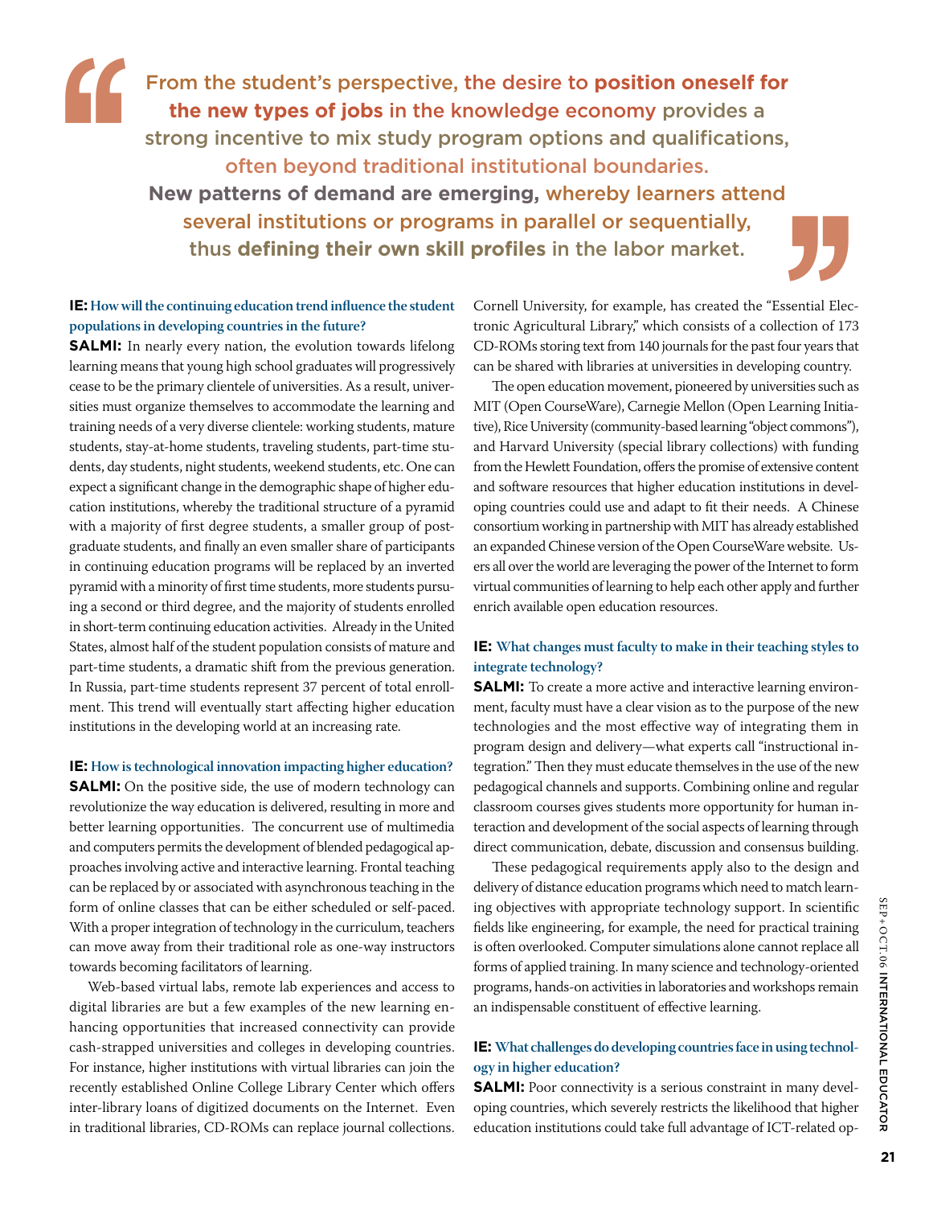> From the student's perspective, the desire to **position oneself for the new types of jobs** in the knowledge economy provides a strong incentive to mix study program options and qualifications, often beyond traditional institutional boundaries. **New patterns of demand are emerging,** whereby learners attend several institutions or programs in parallel or sequentially, thus **defining their own skill profiles** in the labor market.

**IE: How will the continuing education trend influence the student populations in developing countries in the future?**

**SALMI:** In nearly every nation, the evolution towards lifelong learning means that young high school graduates will progressively cease to be the primary clientele of universities. As a result, universities must organize themselves to accommodate the learning and training needs of a very diverse clientele: working students, mature students, stay-at-home students, traveling students, part-time students, day students, night students, weekend students, etc. One can expect a significant change in the demographic shape of higher education institutions, whereby the traditional structure of a pyramid with a majority of first degree students, a smaller group of postgraduate students, and finally an even smaller share of participants in continuing education programs will be replaced by an inverted pyramid with a minority of first time students, more students pursuing a second or third degree, and the majority of students enrolled in short-term continuing education activities. Already in the United States, almost half of the student population consists of mature and part-time students, a dramatic shift from the previous generation. In Russia, part-time students represent 37 percent of total enrollment. This trend will eventually start affecting higher education institutions in the developing world at an increasing rate.

**IE: How is technological innovation impacting higher education?**

**SALMI:** On the positive side, the use of modern technology can revolutionize the way education is delivered, resulting in more and better learning opportunities. The concurrent use of multimedia and computers permits the development of blended pedagogical approaches involving active and interactive learning. Frontal teaching can be replaced by or associated with asynchronous teaching in the form of online classes that can be either scheduled or self-paced. With a proper integration of technology in the curriculum, teachers can move away from their traditional role as one-way instructors towards becoming facilitators of learning.

Web-based virtual labs, remote lab experiences and access to digital libraries are but a few examples of the new learning enhancing opportunities that increased connectivity can provide cash-strapped universities and colleges in developing countries. For instance, higher institutions with virtual libraries can join the recently established Online College Library Center which offers inter-library loans of digitized documents on the Internet. Even in traditional libraries, CD-ROMs can replace journal collections. Cornell University, for example, has created the "Essential Electronic Agricultural Library," which consists of a collection of 173 CD-ROMs storing text from 140 journals for the past four years that can be shared with libraries at universities in developing country.

The open education movement, pioneered by universities such as MIT (Open CourseWare), Carnegie Mellon (Open Learning Initiative), Rice University (community-based learning "object commons"), and Harvard University (special library collections) with funding from the Hewlett Foundation, offers the promise of extensive content and software resources that higher education institutions in developing countries could use and adapt to fit their needs. A Chinese consortium working in partnership with MIT has already established an expanded Chinese version of the Open CourseWare website. Users all over the world are leveraging the power of the Internet to form virtual communities of learning to help each other apply and further enrich available open education resources.

**IE: What changes must faculty to make in their teaching styles to integrate technology?**

**SALMI:** To create a more active and interactive learning environment, faculty must have a clear vision as to the purpose of the new technologies and the most effective way of integrating them in program design and delivery—what experts call "instructional integration." Then they must educate themselves in the use of the new pedagogical channels and supports. Combining online and regular classroom courses gives students more opportunity for human interaction and development of the social aspects of learning through direct communication, debate, discussion and consensus building.

These pedagogical requirements apply also to the design and delivery of distance education programs which need to match learning objectives with appropriate technology support. In scientific fields like engineering, for example, the need for practical training is often overlooked. Computer simulations alone cannot replace all forms of applied training. In many science and technology-oriented programs, hands-on activities in laboratories and workshops remain an indispensable constituent of effective learning.

**IE: What challenges do developing countries face in using technology in higher education?**

**SALMI:** Poor connectivity is a serious constraint in many developing countries, which severely restricts the likelihood that higher education institutions could take full advantage of ICT-related op-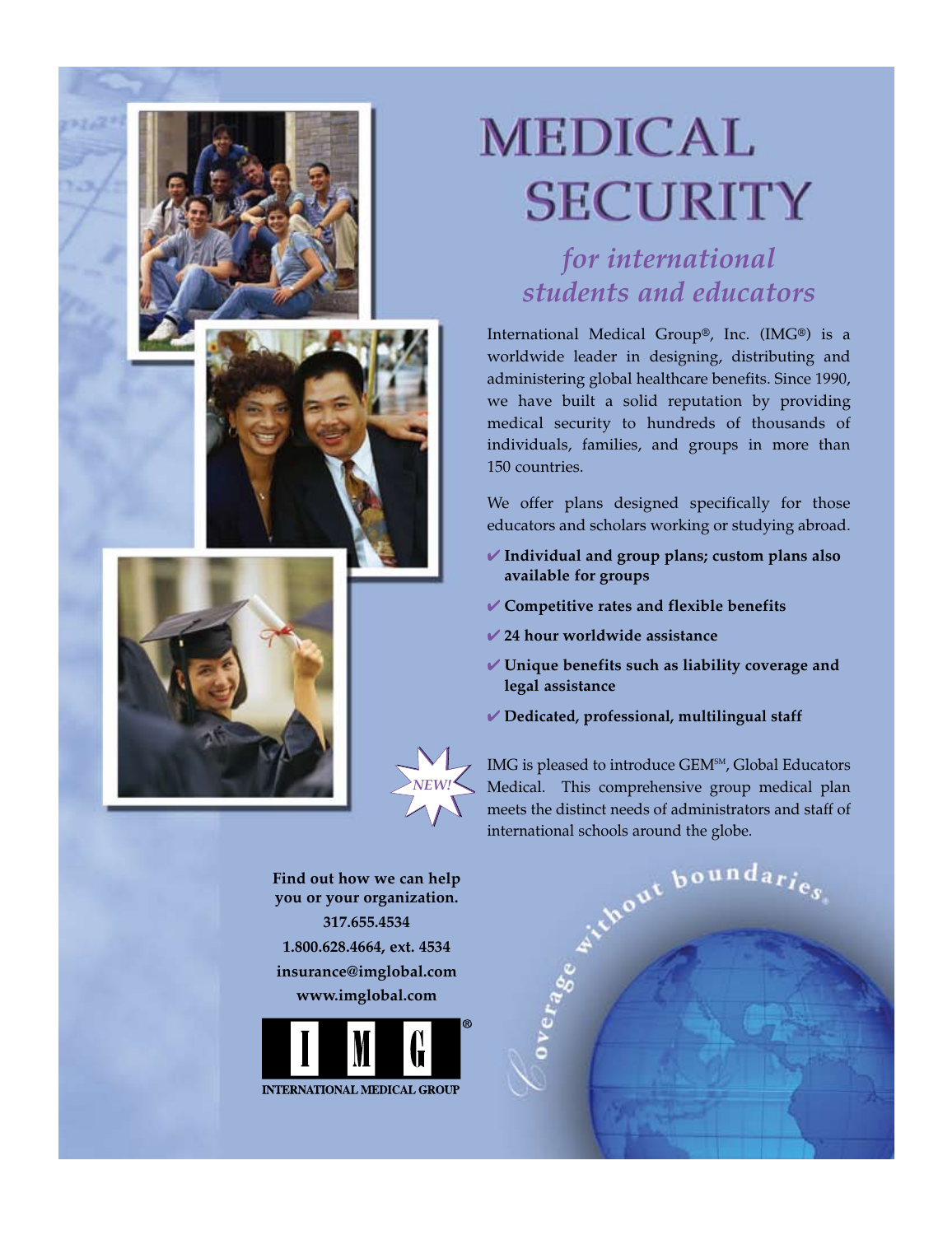# MEDICAL SECURITY

## *for international students and educators*

International Medical Group®, Inc. (IMG®) is a worldwide leader in designing, distributing and administering global healthcare benefits. Since 1990, we have built a solid reputation by providing medical security to hundreds of thousands of individuals, families, and groups in more than 150 countries.

We offer plans designed specifically for those educators and scholars working or studying abroad.

- ✔ **Individual and group plans; custom plans also available for groups**
- ✔ **Competitive rates and flexible benefits**
- ✔ **24 hour worldwide assistance**
- ✔ **Unique benefits such as liability coverage and legal assistance**
- ✔ **Dedicated, professional, multilingual staff**

*NEW!*

IMG is pleased to introduce GEM℠, Global Educators Medical. This comprehensive group medical plan meets the distinct needs of administrators and staff of international schools around the globe.

**Find out how we can help you or your organization.**

**317.655.4534**

**1.800.628.4664, ext. 4534**

**insurance@imglobal.com**

**www.imglobal.com**

IMG®

INTERNATIONAL MEDICAL GROUP

Coverage without boundaries.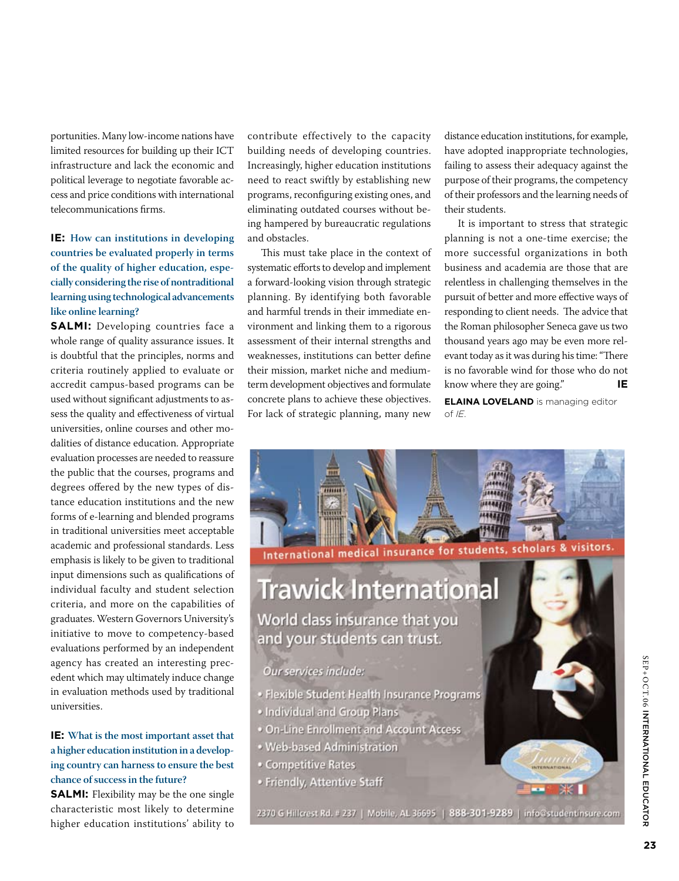portunities. Many low-income nations have limited resources for building up their ICT infrastructure and lack the economic and political leverage to negotiate favorable access and price conditions with international telecommunications firms.

**IE: How can institutions in developing countries be evaluated properly in terms of the quality of higher education, especially considering the rise of nontraditional learning using technological advancements like online learning?**

**SALMI:** Developing countries face a whole range of quality assurance issues. It is doubtful that the principles, norms and criteria routinely applied to evaluate or accredit campus-based programs can be used without significant adjustments to assess the quality and effectiveness of virtual universities, online courses and other modalities of distance education. Appropriate evaluation processes are needed to reassure the public that the courses, programs and degrees offered by the new types of distance education institutions and the new forms of e-learning and blended programs in traditional universities meet acceptable academic and professional standards. Less emphasis is likely to be given to traditional input dimensions such as qualifications of individual faculty and student selection criteria, and more on the capabilities of graduates. Western Governors University's initiative to move to competency-based evaluations performed by an independent agency has created an interesting precedent which may ultimately induce change in evaluation methods used by traditional universities.

**IE: What is the most important asset that a higher education institution in a developing country can harness to ensure the best chance of success in the future?**

**SALMI:** Flexibility may be the one single characteristic most likely to determine higher education institutions' ability to contribute effectively to the capacity building needs of developing countries. Increasingly, higher education institutions need to react swiftly by establishing new programs, reconfiguring existing ones, and eliminating outdated courses without being hampered by bureaucratic regulations and obstacles.

This must take place in the context of systematic efforts to develop and implement a forward-looking vision through strategic planning. By identifying both favorable and harmful trends in their immediate environment and linking them to a rigorous assessment of their internal strengths and weaknesses, institutions can better define their mission, market niche and medium-term development objectives and formulate concrete plans to achieve these objectives. For lack of strategic planning, many new distance education institutions, for example, have adopted inappropriate technologies, failing to assess their adequacy against the purpose of their programs, the competency of their professors and the learning needs of their students.

It is important to stress that strategic planning is not a one-time exercise; the more successful organizations in both business and academia are those that are relentless in challenging themselves in the pursuit of better and more effective ways of responding to client needs. The advice that the Roman philosopher Seneca gave us two thousand years ago may be even more relevant today as it was during his time: "There is no favorable wind for those who do not know where they are going." **IE**

**ELAINA LOVELAND** is managing editor of *IE*.

International medical insurance for students, scholars & visitors.

**Trawick International**

World class insurance that you and your students can trust.

*Our services include:*

- Flexible Student Health Insurance Programs
- Individual and Group Plans
- On-Line Enrollment and Account Access
- Web-based Administration
- Competitive Rates
- Friendly, Attentive Staff

2370 G Hillcrest Rd. # 237 | Mobile, AL 36695 | 888-301-9289 | info@studentinsure.com